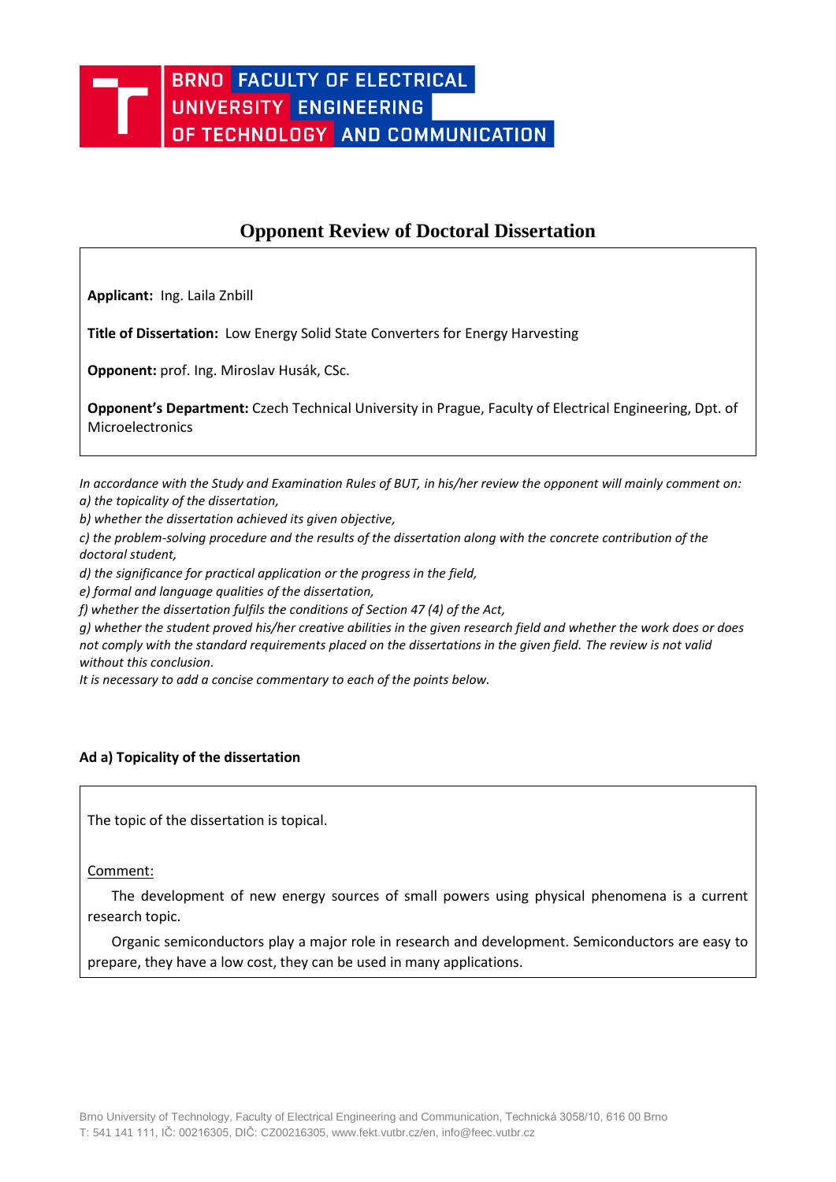BRNO UNIVERSITY OF TECHNOLOGY FACULTY OF ELECTRICAL ENGINEERING AND COMMUNICATION

# Opponent Review of Doctoral Dissertation

**Applicant:** Ing. Laila Znbill

**Title of Dissertation:** Low Energy Solid State Converters for Energy Harvesting

**Opponent:** prof. Ing. Miroslav Husák, CSc.

**Opponent's Department:** Czech Technical University in Prague, Faculty of Electrical Engineering, Dpt. of Microelectronics

*In accordance with the Study and Examination Rules of BUT, in his/her review the opponent will mainly comment on:*
*a) the topicality of the dissertation,*
*b) whether the dissertation achieved its given objective,*
*c) the problem-solving procedure and the results of the dissertation along with the concrete contribution of the doctoral student,*
*d) the significance for practical application or the progress in the field,*
*e) formal and language qualities of the dissertation,*
*f) whether the dissertation fulfils the conditions of Section 47 (4) of the Act,*
*g) whether the student proved his/her creative abilities in the given research field and whether the work does or does not comply with the standard requirements placed on the dissertations in the given field. The review is not valid without this conclusion.*
*It is necessary to add a concise commentary to each of the points below.*

## Ad a) Topicality of the dissertation

The topic of the dissertation is topical.

Comment:

The development of new energy sources of small powers using physical phenomena is a current research topic.

Organic semiconductors play a major role in research and development. Semiconductors are easy to prepare, they have a low cost, they can be used in many applications.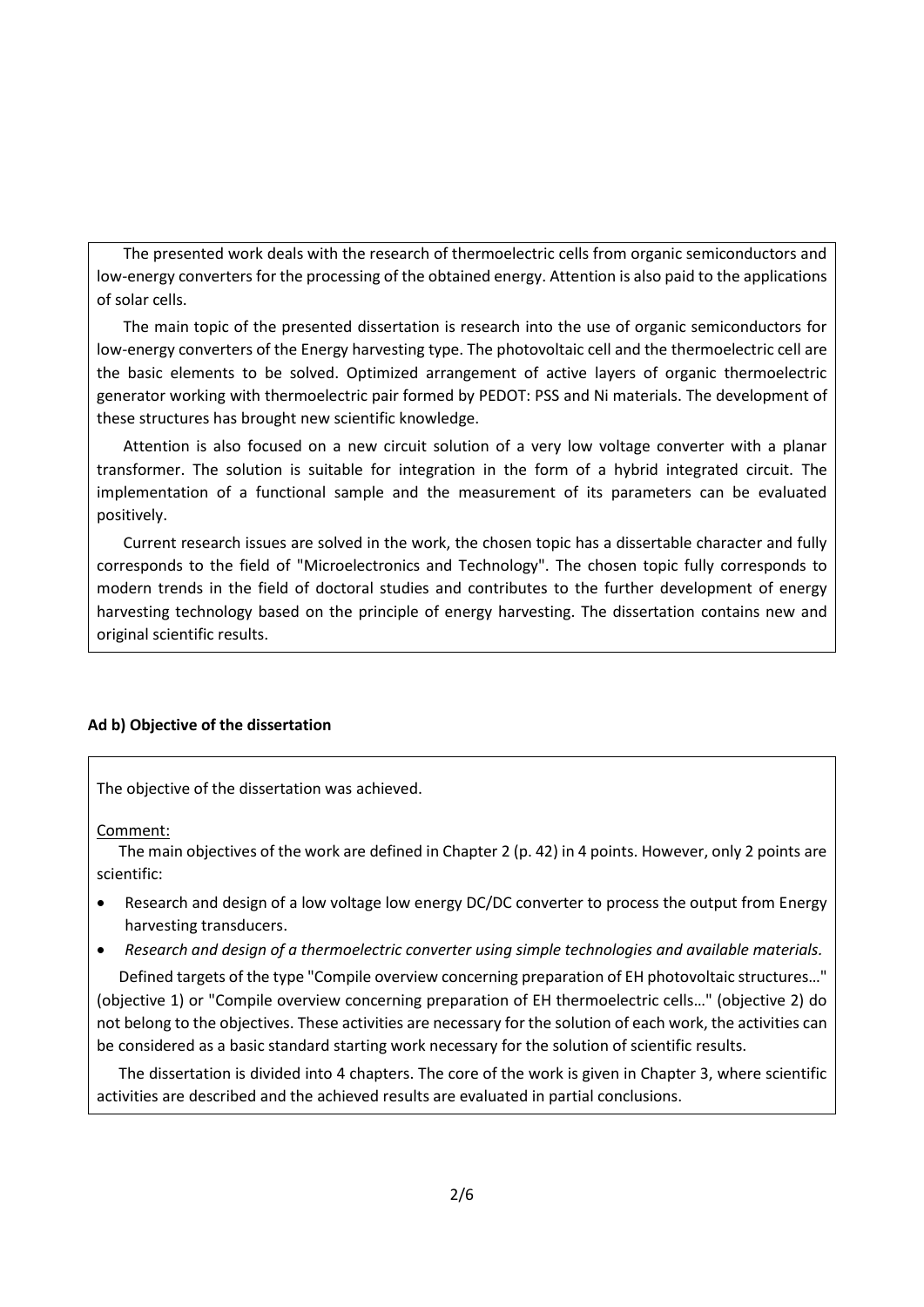The presented work deals with the research of thermoelectric cells from organic semiconductors and low-energy converters for the processing of the obtained energy. Attention is also paid to the applications of solar cells.

The main topic of the presented dissertation is research into the use of organic semiconductors for low-energy converters of the Energy harvesting type. The photovoltaic cell and the thermoelectric cell are the basic elements to be solved. Optimized arrangement of active layers of organic thermoelectric generator working with thermoelectric pair formed by PEDOT: PSS and Ni materials. The development of these structures has brought new scientific knowledge.

Attention is also focused on a new circuit solution of a very low voltage converter with a planar transformer. The solution is suitable for integration in the form of a hybrid integrated circuit. The implementation of a functional sample and the measurement of its parameters can be evaluated positively.

Current research issues are solved in the work, the chosen topic has a dissertable character and fully corresponds to the field of "Microelectronics and Technology". The chosen topic fully corresponds to modern trends in the field of doctoral studies and contributes to the further development of energy harvesting technology based on the principle of energy harvesting. The dissertation contains new and original scientific results.

**Ad b) Objective of the dissertation**

The objective of the dissertation was achieved.

Comment:

The main objectives of the work are defined in Chapter 2 (p. 42) in 4 points. However, only 2 points are scientific:

- Research and design of a low voltage low energy DC/DC converter to process the output from Energy harvesting transducers.
- *Research and design of a thermoelectric converter using simple technologies and available materials.*

Defined targets of the type "Compile overview concerning preparation of EH photovoltaic structures…" (objective 1) or "Compile overview concerning preparation of EH thermoelectric cells…" (objective 2) do not belong to the objectives. These activities are necessary for the solution of each work, the activities can be considered as a basic standard starting work necessary for the solution of scientific results.

The dissertation is divided into 4 chapters. The core of the work is given in Chapter 3, where scientific activities are described and the achieved results are evaluated in partial conclusions.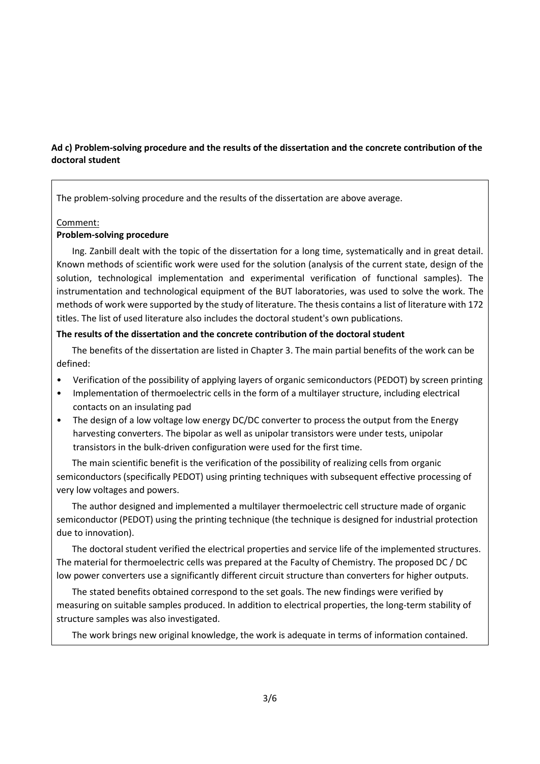**Ad c) Problem-solving procedure and the results of the dissertation and the concrete contribution of the doctoral student**

The problem-solving procedure and the results of the dissertation are above average.

Comment:

**Problem-solving procedure**

Ing. Zanbill dealt with the topic of the dissertation for a long time, systematically and in great detail. Known methods of scientific work were used for the solution (analysis of the current state, design of the solution, technological implementation and experimental verification of functional samples). The instrumentation and technological equipment of the BUT laboratories, was used to solve the work. The methods of work were supported by the study of literature. The thesis contains a list of literature with 172 titles. The list of used literature also includes the doctoral student's own publications.

**The results of the dissertation and the concrete contribution of the doctoral student**

The benefits of the dissertation are listed in Chapter 3. The main partial benefits of the work can be defined:

- Verification of the possibility of applying layers of organic semiconductors (PEDOT) by screen printing
- Implementation of thermoelectric cells in the form of a multilayer structure, including electrical contacts on an insulating pad
- The design of a low voltage low energy DC/DC converter to process the output from the Energy harvesting converters. The bipolar as well as unipolar transistors were under tests, unipolar transistors in the bulk-driven configuration were used for the first time.

The main scientific benefit is the verification of the possibility of realizing cells from organic semiconductors (specifically PEDOT) using printing techniques with subsequent effective processing of very low voltages and powers.

The author designed and implemented a multilayer thermoelectric cell structure made of organic semiconductor (PEDOT) using the printing technique (the technique is designed for industrial protection due to innovation).

The doctoral student verified the electrical properties and service life of the implemented structures. The material for thermoelectric cells was prepared at the Faculty of Chemistry. The proposed DC / DC low power converters use a significantly different circuit structure than converters for higher outputs.

The stated benefits obtained correspond to the set goals. The new findings were verified by measuring on suitable samples produced. In addition to electrical properties, the long-term stability of structure samples was also investigated.

The work brings new original knowledge, the work is adequate in terms of information contained.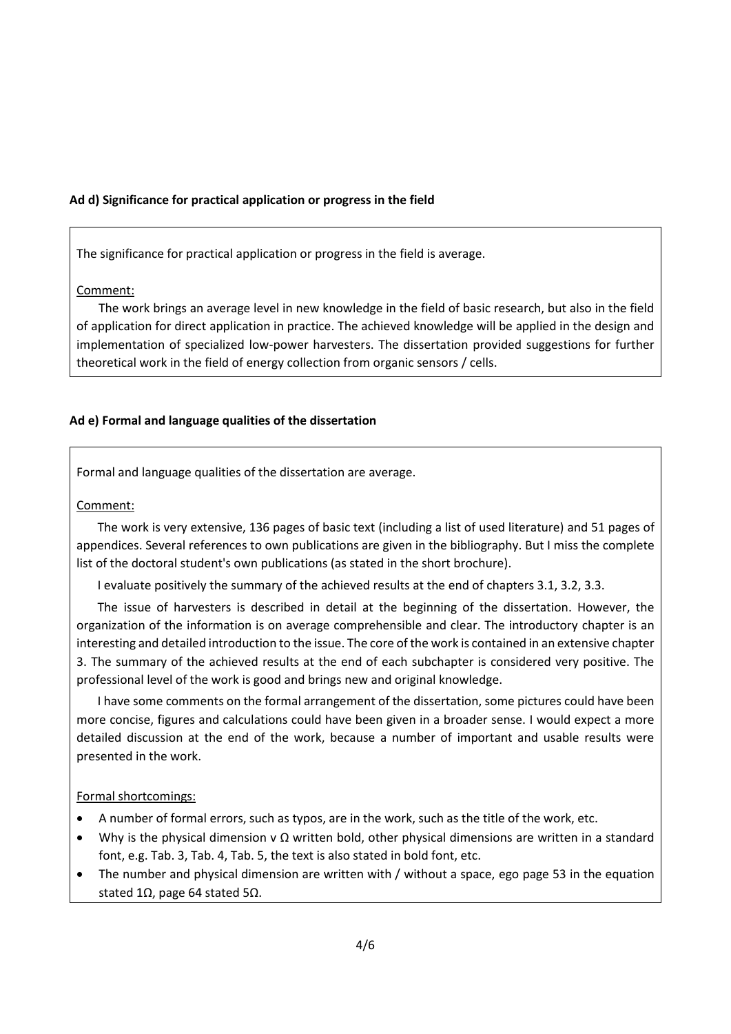**Ad d) Significance for practical application or progress in the field**

The significance for practical application or progress in the field is average.

Comment:

The work brings an average level in new knowledge in the field of basic research, but also in the field of application for direct application in practice. The achieved knowledge will be applied in the design and implementation of specialized low-power harvesters. The dissertation provided suggestions for further theoretical work in the field of energy collection from organic sensors / cells.

**Ad e) Formal and language qualities of the dissertation**

Formal and language qualities of the dissertation are average.

Comment:

The work is very extensive, 136 pages of basic text (including a list of used literature) and 51 pages of appendices. Several references to own publications are given in the bibliography. But I miss the complete list of the doctoral student's own publications (as stated in the short brochure).

I evaluate positively the summary of the achieved results at the end of chapters 3.1, 3.2, 3.3.

The issue of harvesters is described in detail at the beginning of the dissertation. However, the organization of the information is on average comprehensible and clear. The introductory chapter is an interesting and detailed introduction to the issue. The core of the work is contained in an extensive chapter 3. The summary of the achieved results at the end of each subchapter is considered very positive. The professional level of the work is good and brings new and original knowledge.

I have some comments on the formal arrangement of the dissertation, some pictures could have been more concise, figures and calculations could have been given in a broader sense. I would expect a more detailed discussion at the end of the work, because a number of important and usable results were presented in the work.

Formal shortcomings:

- A number of formal errors, such as typos, are in the work, such as the title of the work, etc.
- Why is the physical dimension v Ω written bold, other physical dimensions are written in a standard font, e.g. Tab. 3, Tab. 4, Tab. 5, the text is also stated in bold font, etc.
- The number and physical dimension are written with / without a space, ego page 53 in the equation stated 1Ω, page 64 stated 5Ω.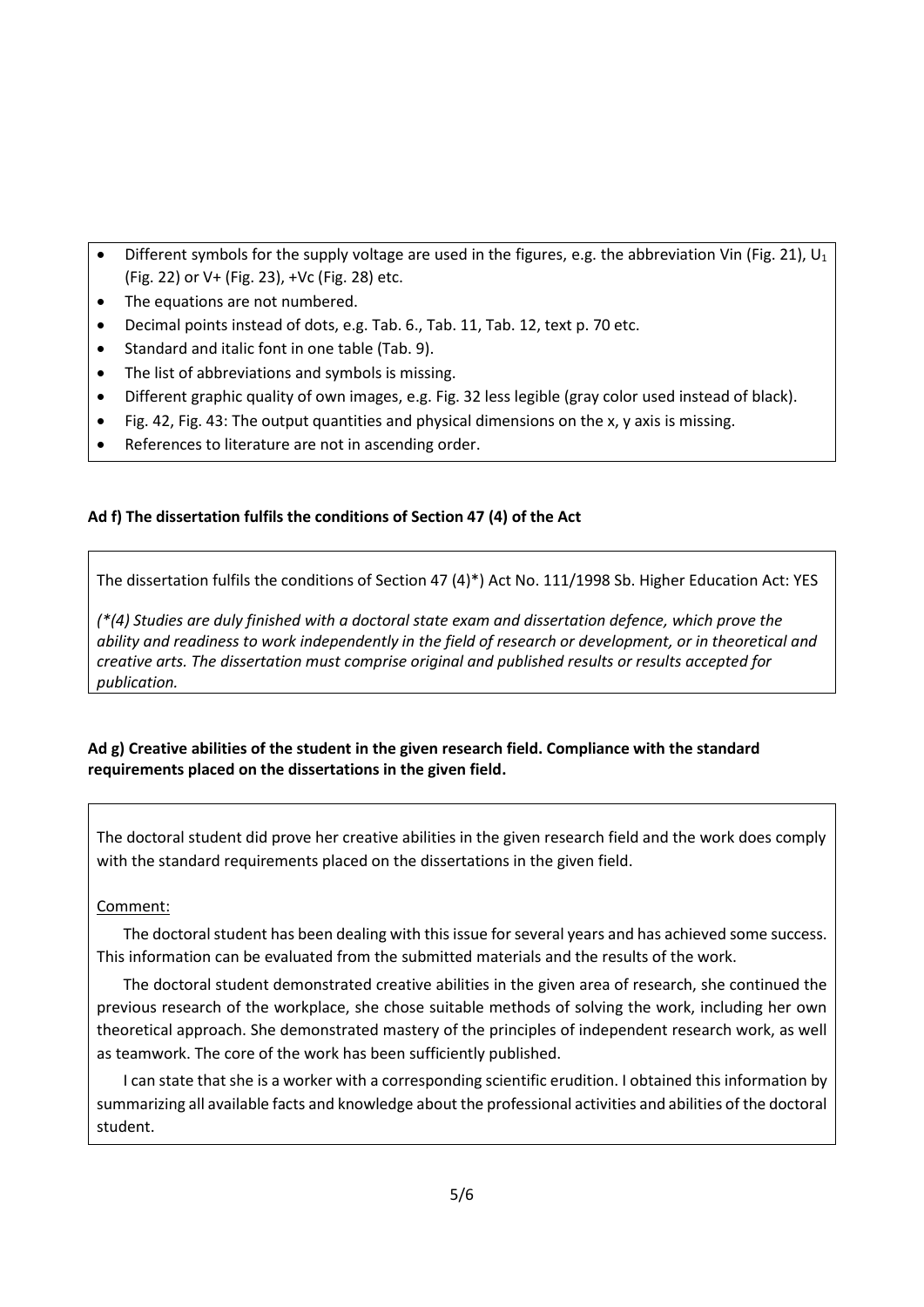- Different symbols for the supply voltage are used in the figures, e.g. the abbreviation Vin (Fig. 21), $U_1$ (Fig. 22) or V+ (Fig. 23), +Vc (Fig. 28) etc.
- The equations are not numbered.
- Decimal points instead of dots, e.g. Tab. 6., Tab. 11, Tab. 12, text p. 70 etc.
- Standard and italic font in one table (Tab. 9).
- The list of abbreviations and symbols is missing.
- Different graphic quality of own images, e.g. Fig. 32 less legible (gray color used instead of black).
- Fig. 42, Fig. 43: The output quantities and physical dimensions on the x, y axis is missing.
- References to literature are not in ascending order.

**Ad f) The dissertation fulfils the conditions of Section 47 (4) of the Act**

The dissertation fulfils the conditions of Section 47 (4)*) Act No. 111/1998 Sb. Higher Education Act: YES

*(*(4) Studies are duly finished with a doctoral state exam and dissertation defence, which prove the ability and readiness to work independently in the field of research or development, or in theoretical and creative arts. The dissertation must comprise original and published results or results accepted for publication.*

**Ad g) Creative abilities of the student in the given research field. Compliance with the standard requirements placed on the dissertations in the given field.**

The doctoral student did prove her creative abilities in the given research field and the work does comply with the standard requirements placed on the dissertations in the given field.

Comment:

The doctoral student has been dealing with this issue for several years and has achieved some success. This information can be evaluated from the submitted materials and the results of the work.

The doctoral student demonstrated creative abilities in the given area of research, she continued the previous research of the workplace, she chose suitable methods of solving the work, including her own theoretical approach. She demonstrated mastery of the principles of independent research work, as well as teamwork. The core of the work has been sufficiently published.

I can state that she is a worker with a corresponding scientific erudition. I obtained this information by summarizing all available facts and knowledge about the professional activities and abilities of the doctoral student.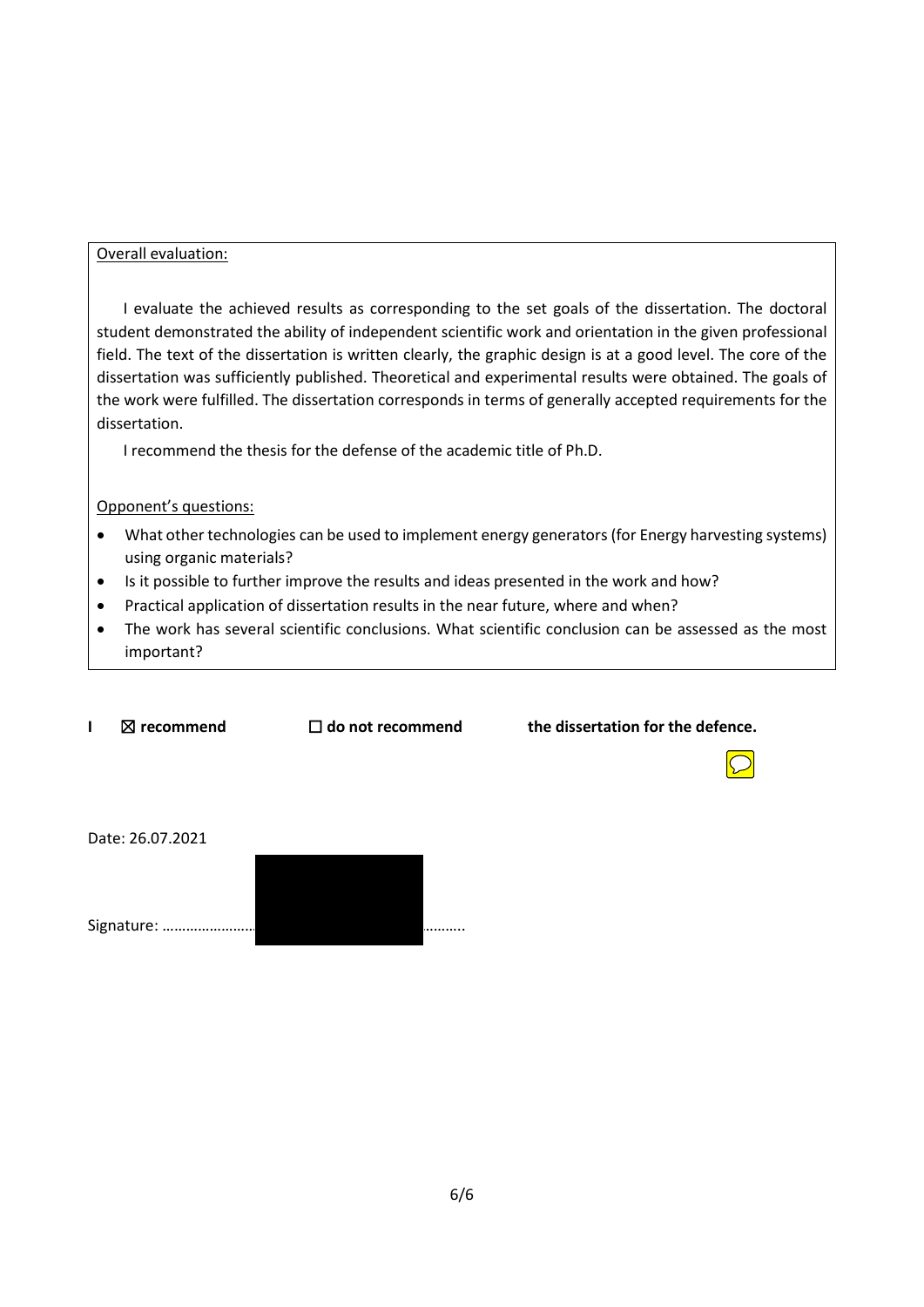Overall evaluation:

I evaluate the achieved results as corresponding to the set goals of the dissertation. The doctoral student demonstrated the ability of independent scientific work and orientation in the given professional field. The text of the dissertation is written clearly, the graphic design is at a good level. The core of the dissertation was sufficiently published. Theoretical and experimental results were obtained. The goals of the work were fulfilled. The dissertation corresponds in terms of generally accepted requirements for the dissertation.

I recommend the thesis for the defense of the academic title of Ph.D.

Opponent's questions:

- What other technologies can be used to implement energy generators (for Energy harvesting systems) using organic materials?
- Is it possible to further improve the results and ideas presented in the work and how?
- Practical application of dissertation results in the near future, where and when?
- The work has several scientific conclusions. What scientific conclusion can be assessed as the most important?

**I ☒ recommend ☐ do not recommend the dissertation for the defence.**

Date: 26.07.2021

Signature: ………………………………………..